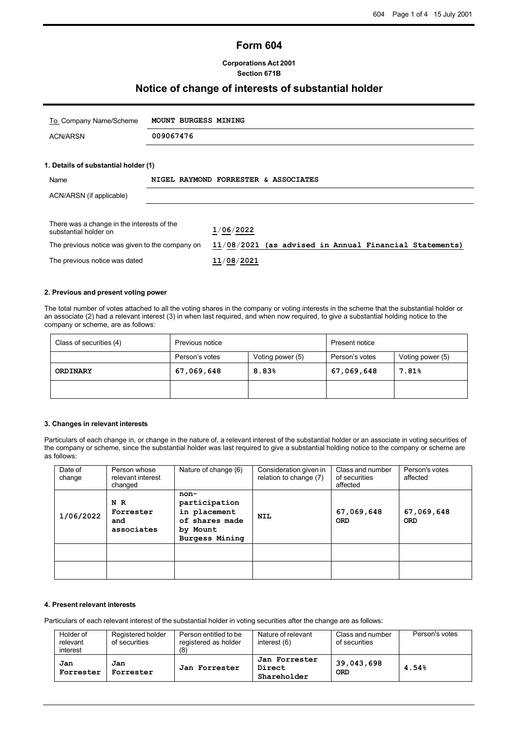# Form 604

**Corporations Act 2001**
**Section 671B**

## Notice of change of interests of substantial holder

| To Company Name/Scheme | MOUNT BURGESS MINING |
|---|---|
| ACN/ARSN | 009067476 |

### 1. Details of substantial holder (1)

| Name | NIGEL RAYMOND FORRESTER & ASSOCIATES |
|---|---|
| ACN/ARSN (if applicable) | |

| | |
|---|---|
| There was a change in the interests of the substantial holder on | 1/06/2022 |
| The previous notice was given to the company on | 11/08/2021 (as advised in Annual Financial Statements) |
| The previous notice was dated | 11/08/2021 |

### 2. Previous and present voting power

The total number of votes attached to all the voting shares in the company or voting interests in the scheme that the substantial holder or an associate (2) had a relevant interest (3) in when last required, and when now required, to give a substantial holding notice to the company or scheme, are as follows:

| Class of securities (4) | Previous notice | | Present notice | |
|---|---|---|---|---|
| | Person's votes | Voting power (5) | Person's votes | Voting power (5) |
| ORDINARY | 67,069,648 | 8.83% | 67,069,648 | 7.81% |
| | | | | |

### 3. Changes in relevant interests

Particulars of each change in, or change in the nature of, a relevant interest of the substantial holder or an associate in voting securities of the company or scheme, since the substantial holder was last required to give a substantial holding notice to the company or scheme are as follows:

| Date of change | Person whose relevant interest changed | Nature of change (6) | Consideration given in relation to change (7) | Class and number of securities affected | Person's votes affected |
|---|---|---|---|---|---|
| 1/06/2022 | N R Forrester and associates | non-participation in placement of shares made by Mount Burgess Mining | NIL | 67,069,648 ORD | 67,069,648 ORD |
| | | | | | |
| | | | | | |

### 4. Present relevant interests

Particulars of each relevant interest of the substantial holder in voting securities after the change are as follows:

| Holder of relevant interest | Registered holder of securities | Person entitled to be registered as holder (8) | Nature of relevant interest (6) | Class and number of securities | Person's votes |
|---|---|---|---|---|---|
| Jan Forrester | Jan Forrester | Jan Forrester | Jan Forrester Direct Shareholder | 39,043,698 ORD | 4.54% |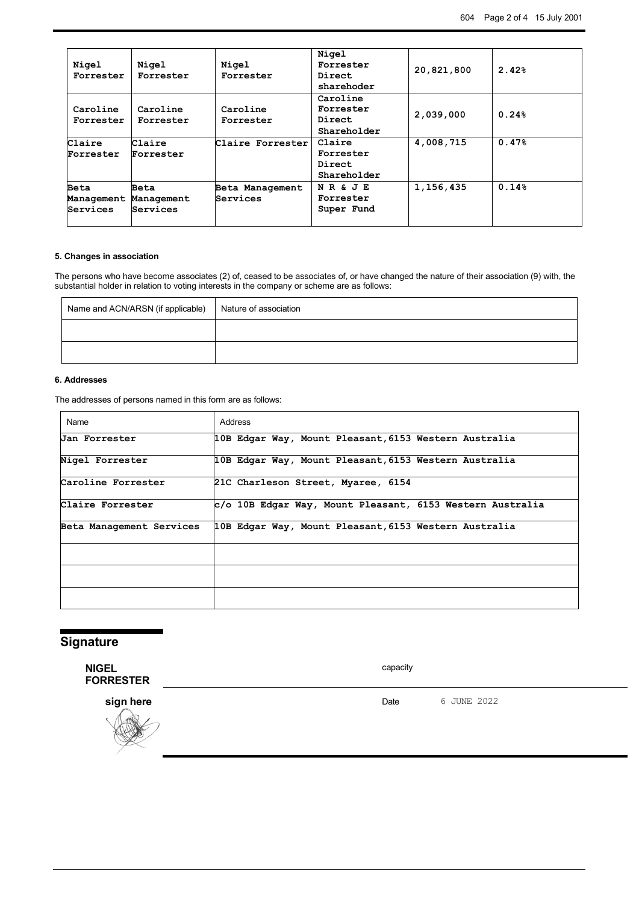| | | | | | |
|---|---|---|---|---|---|
| Nigel Forrester | Nigel Forrester | Nigel Forrester | Nigel Forrester Direct sharehoder | 20,821,800 | 2.42% |
| Caroline Forrester | Caroline Forrester | Caroline Forrester | Caroline Forrester Direct Shareholder | 2,039,000 | 0.24% |
| Claire Forrester | Claire Forrester | Claire Forrester | Claire Forrester Direct Shareholder | 4,008,715 | 0.47% |
| Beta Management Services | Beta Management Services | Beta Management Services | N R & J E Forrester Super Fund | 1,156,435 | 0.14% |

#### 5. Changes in association

The persons who have become associates (2) of, ceased to be associates of, or have changed the nature of their association (9) with, the substantial holder in relation to voting interests in the company or scheme are as follows:

| Name and ACN/ARSN (if applicable) | Nature of association |
|---|---|
| | |
| | |

#### 6. Addresses

The addresses of persons named in this form are as follows:

| Name | Address |
|---|---|
| Jan Forrester | 10B Edgar Way, Mount Pleasant,6153 Western Australia |
| Nigel Forrester | 10B Edgar Way, Mount Pleasant,6153 Western Australia |
| Caroline Forrester | 21C Charleson Street, Myaree, 6154 |
| Claire Forrester | c/o 10B Edgar Way, Mount Pleasant, 6153 Western Australia |
| Beta Management Services | 10B Edgar Way, Mount Pleasant,6153 Western Australia |
| | |
| | |
| | |

## Signature

**NIGEL FORRESTER**

capacity

**sign here**

Date 6 JUNE 2022